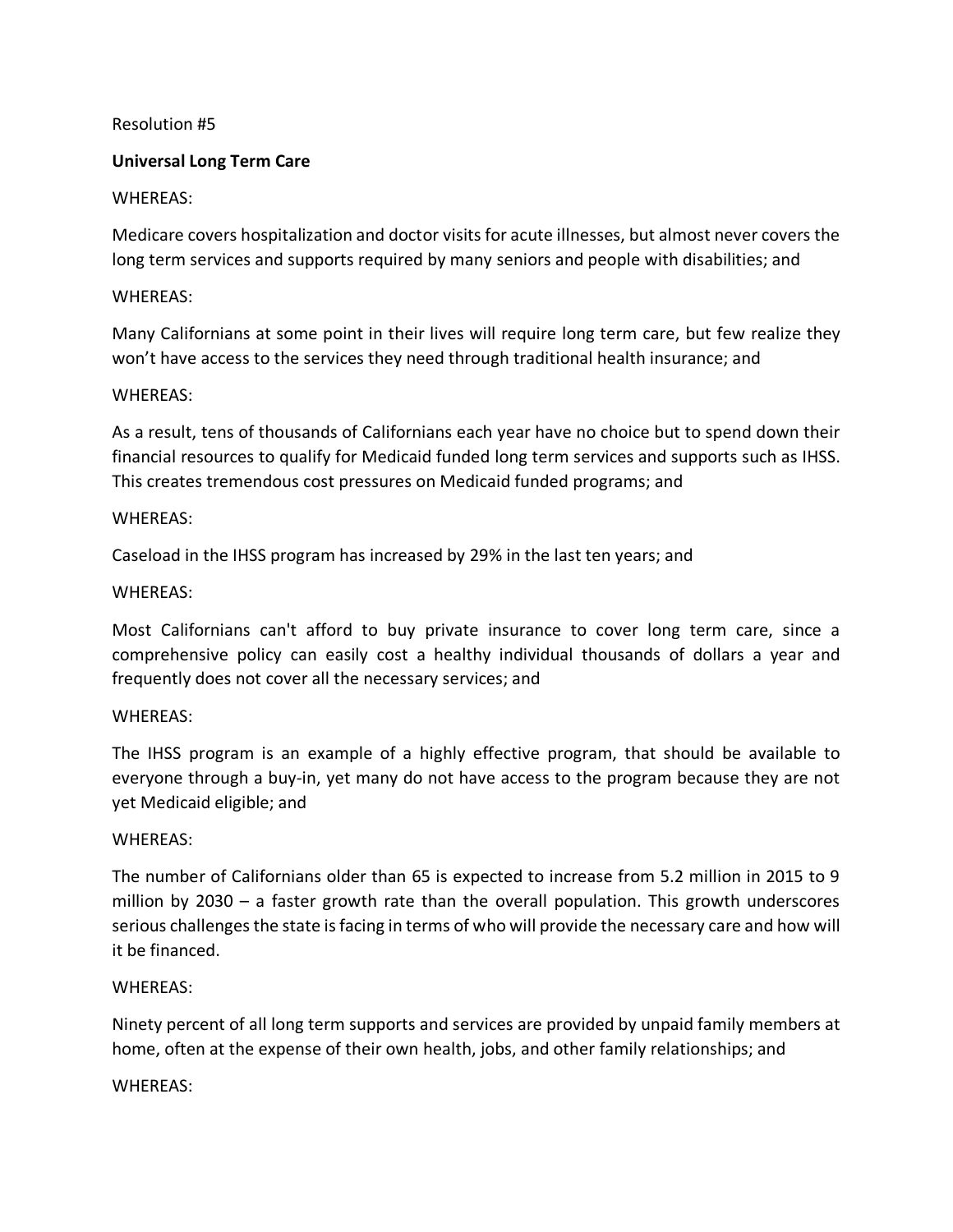Resolution #5

**Universal Long Term Care**

WHEREAS:

Medicare covers hospitalization and doctor visits for acute illnesses, but almost never covers the long term services and supports required by many seniors and people with disabilities; and

WHEREAS:

Many Californians at some point in their lives will require long term care, but few realize they won't have access to the services they need through traditional health insurance; and

WHEREAS:

As a result, tens of thousands of Californians each year have no choice but to spend down their financial resources to qualify for Medicaid funded long term services and supports such as IHSS. This creates tremendous cost pressures on Medicaid funded programs; and

WHEREAS:

Caseload in the IHSS program has increased by 29% in the last ten years; and

WHEREAS:

Most Californians can't afford to buy private insurance to cover long term care, since a comprehensive policy can easily cost a healthy individual thousands of dollars a year and frequently does not cover all the necessary services; and

WHEREAS:

The IHSS program is an example of a highly effective program, that should be available to everyone through a buy-in, yet many do not have access to the program because they are not yet Medicaid eligible; and

WHEREAS:

The number of Californians older than 65 is expected to increase from 5.2 million in 2015 to 9 million by 2030 – a faster growth rate than the overall population. This growth underscores serious challenges the state is facing in terms of who will provide the necessary care and how will it be financed.

WHEREAS:

Ninety percent of all long term supports and services are provided by unpaid family members at home, often at the expense of their own health, jobs, and other family relationships; and

WHEREAS: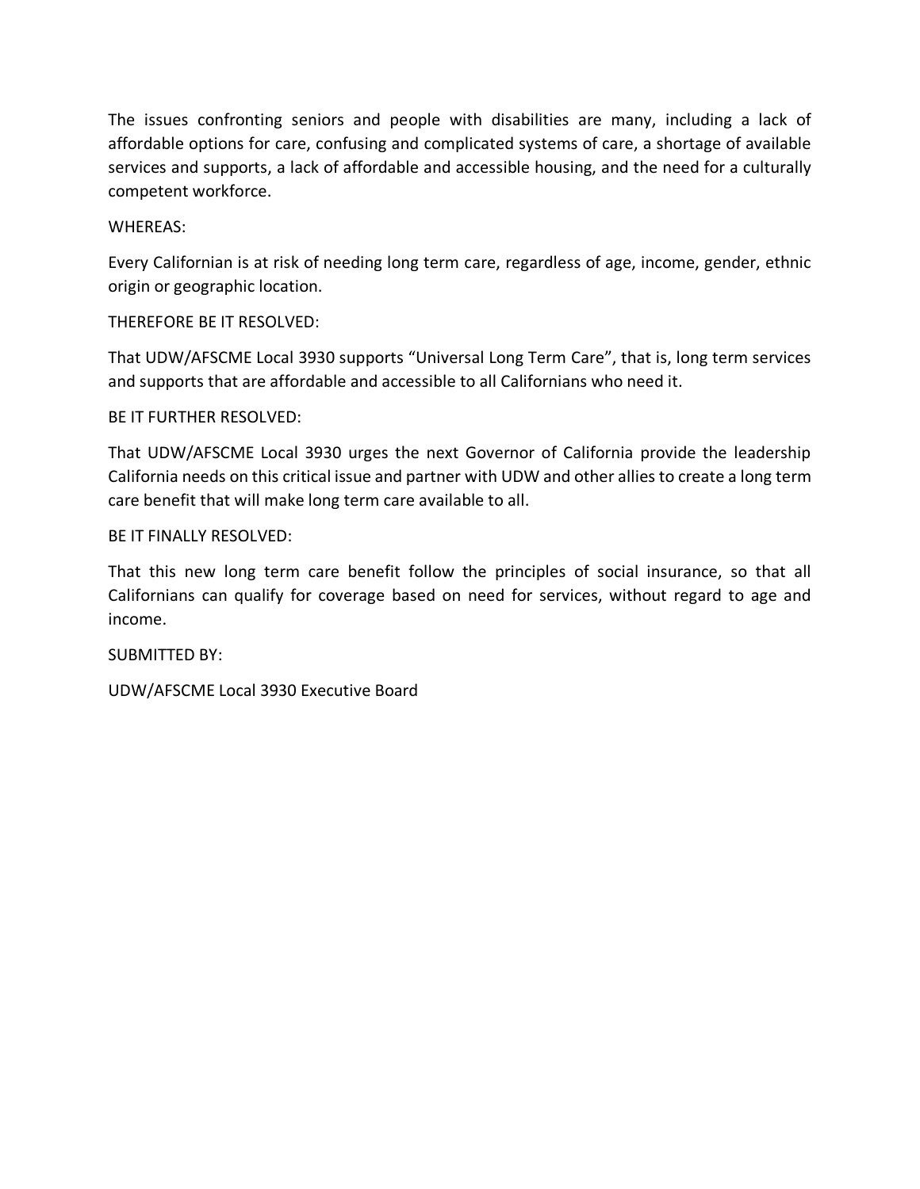The issues confronting seniors and people with disabilities are many, including a lack of affordable options for care, confusing and complicated systems of care, a shortage of available services and supports, a lack of affordable and accessible housing, and the need for a culturally competent workforce.

WHEREAS:

Every Californian is at risk of needing long term care, regardless of age, income, gender, ethnic origin or geographic location.

THEREFORE BE IT RESOLVED:

That UDW/AFSCME Local 3930 supports "Universal Long Term Care", that is, long term services and supports that are affordable and accessible to all Californians who need it.

BE IT FURTHER RESOLVED:

That UDW/AFSCME Local 3930 urges the next Governor of California provide the leadership California needs on this critical issue and partner with UDW and other allies to create a long term care benefit that will make long term care available to all.

BE IT FINALLY RESOLVED:

That this new long term care benefit follow the principles of social insurance, so that all Californians can qualify for coverage based on need for services, without regard to age and income.

SUBMITTED BY:

UDW/AFSCME Local 3930 Executive Board